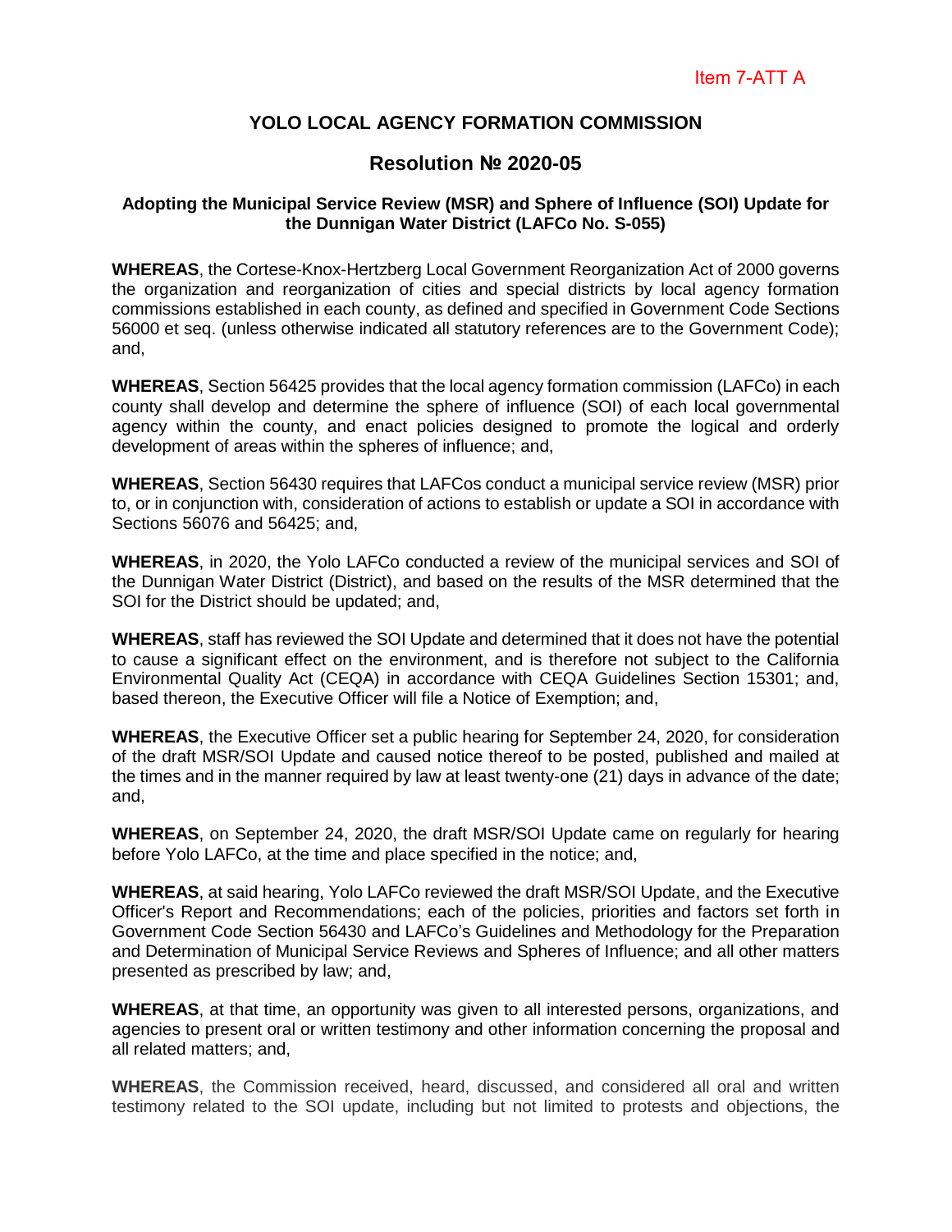Item 7-ATT A

# YOLO LOCAL AGENCY FORMATION COMMISSION

## Resolution № 2020-05

### Adopting the Municipal Service Review (MSR) and Sphere of Influence (SOI) Update for the Dunnigan Water District (LAFCo No. S-055)

**WHEREAS**, the Cortese-Knox-Hertzberg Local Government Reorganization Act of 2000 governs the organization and reorganization of cities and special districts by local agency formation commissions established in each county, as defined and specified in Government Code Sections 56000 et seq. (unless otherwise indicated all statutory references are to the Government Code); and,

**WHEREAS**, Section 56425 provides that the local agency formation commission (LAFCo) in each county shall develop and determine the sphere of influence (SOI) of each local governmental agency within the county, and enact policies designed to promote the logical and orderly development of areas within the spheres of influence; and,

**WHEREAS**, Section 56430 requires that LAFCos conduct a municipal service review (MSR) prior to, or in conjunction with, consideration of actions to establish or update a SOI in accordance with Sections 56076 and 56425; and,

**WHEREAS**, in 2020, the Yolo LAFCo conducted a review of the municipal services and SOI of the Dunnigan Water District (District), and based on the results of the MSR determined that the SOI for the District should be updated; and,

**WHEREAS**, staff has reviewed the SOI Update and determined that it does not have the potential to cause a significant effect on the environment, and is therefore not subject to the California Environmental Quality Act (CEQA) in accordance with CEQA Guidelines Section 15301; and, based thereon, the Executive Officer will file a Notice of Exemption; and,

**WHEREAS**, the Executive Officer set a public hearing for September 24, 2020, for consideration of the draft MSR/SOI Update and caused notice thereof to be posted, published and mailed at the times and in the manner required by law at least twenty-one (21) days in advance of the date; and,

**WHEREAS**, on September 24, 2020, the draft MSR/SOI Update came on regularly for hearing before Yolo LAFCo, at the time and place specified in the notice; and,

**WHEREAS**, at said hearing, Yolo LAFCo reviewed the draft MSR/SOI Update, and the Executive Officer's Report and Recommendations; each of the policies, priorities and factors set forth in Government Code Section 56430 and LAFCo's Guidelines and Methodology for the Preparation and Determination of Municipal Service Reviews and Spheres of Influence; and all other matters presented as prescribed by law; and,

**WHEREAS**, at that time, an opportunity was given to all interested persons, organizations, and agencies to present oral or written testimony and other information concerning the proposal and all related matters; and,

**WHEREAS**, the Commission received, heard, discussed, and considered all oral and written testimony related to the SOI update, including but not limited to protests and objections, the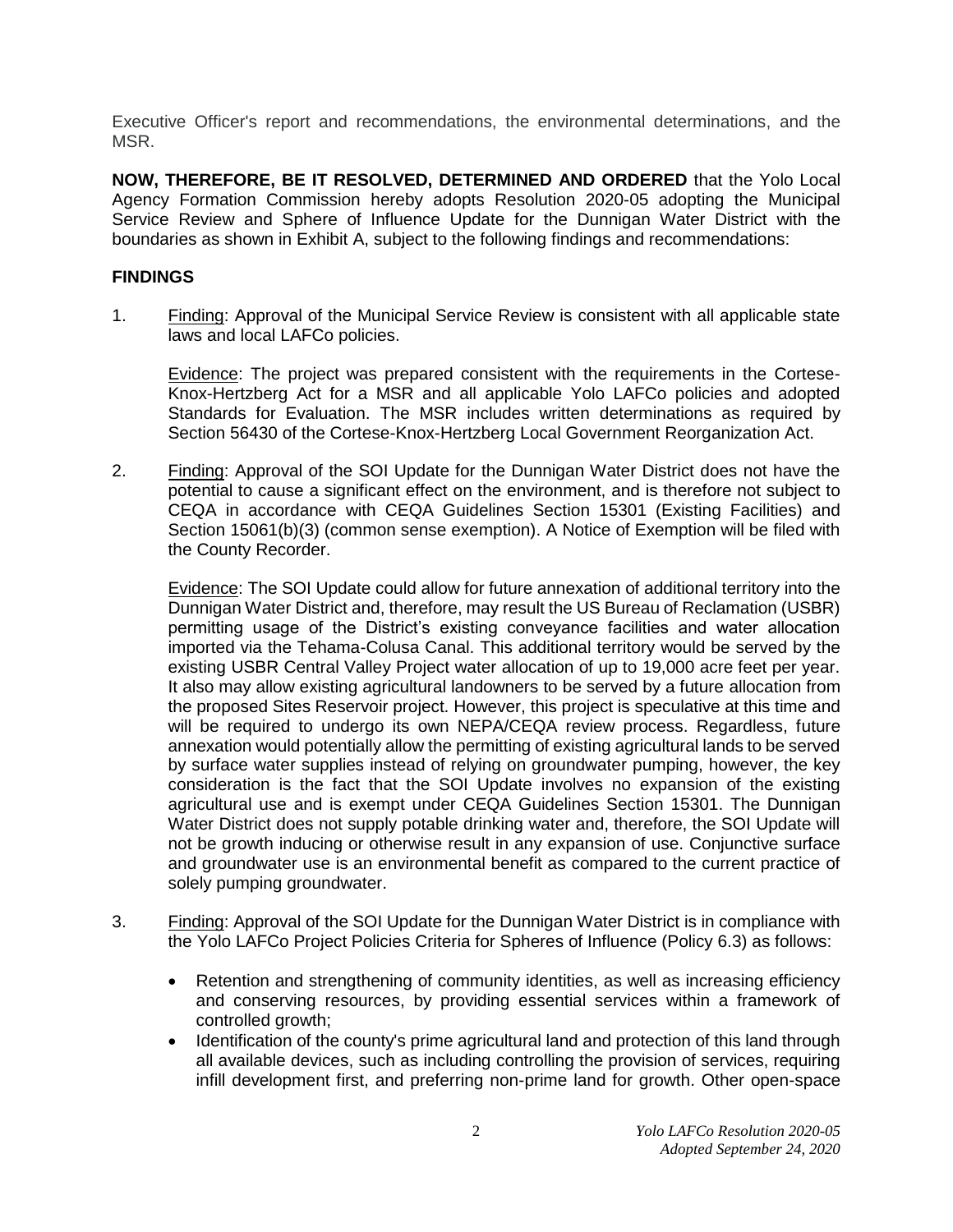Executive Officer's report and recommendations, the environmental determinations, and the MSR.

**NOW, THEREFORE, BE IT RESOLVED, DETERMINED AND ORDERED** that the Yolo Local Agency Formation Commission hereby adopts Resolution 2020-05 adopting the Municipal Service Review and Sphere of Influence Update for the Dunnigan Water District with the boundaries as shown in Exhibit A, subject to the following findings and recommendations:

**FINDINGS**

1. Finding: Approval of the Municipal Service Review is consistent with all applicable state laws and local LAFCo policies.

   Evidence: The project was prepared consistent with the requirements in the Cortese-Knox-Hertzberg Act for a MSR and all applicable Yolo LAFCo policies and adopted Standards for Evaluation. The MSR includes written determinations as required by Section 56430 of the Cortese-Knox-Hertzberg Local Government Reorganization Act.

2. Finding: Approval of the SOI Update for the Dunnigan Water District does not have the potential to cause a significant effect on the environment, and is therefore not subject to CEQA in accordance with CEQA Guidelines Section 15301 (Existing Facilities) and Section 15061(b)(3) (common sense exemption). A Notice of Exemption will be filed with the County Recorder.

   Evidence: The SOI Update could allow for future annexation of additional territory into the Dunnigan Water District and, therefore, may result the US Bureau of Reclamation (USBR) permitting usage of the District's existing conveyance facilities and water allocation imported via the Tehama-Colusa Canal. This additional territory would be served by the existing USBR Central Valley Project water allocation of up to 19,000 acre feet per year. It also may allow existing agricultural landowners to be served by a future allocation from the proposed Sites Reservoir project. However, this project is speculative at this time and will be required to undergo its own NEPA/CEQA review process. Regardless, future annexation would potentially allow the permitting of existing agricultural lands to be served by surface water supplies instead of relying on groundwater pumping, however, the key consideration is the fact that the SOI Update involves no expansion of the existing agricultural use and is exempt under CEQA Guidelines Section 15301. The Dunnigan Water District does not supply potable drinking water and, therefore, the SOI Update will not be growth inducing or otherwise result in any expansion of use. Conjunctive surface and groundwater use is an environmental benefit as compared to the current practice of solely pumping groundwater.

3. Finding: Approval of the SOI Update for the Dunnigan Water District is in compliance with the Yolo LAFCo Project Policies Criteria for Spheres of Influence (Policy 6.3) as follows:

   - Retention and strengthening of community identities, as well as increasing efficiency and conserving resources, by providing essential services within a framework of controlled growth;
   - Identification of the county's prime agricultural land and protection of this land through all available devices, such as including controlling the provision of services, requiring infill development first, and preferring non-prime land for growth. Other open-space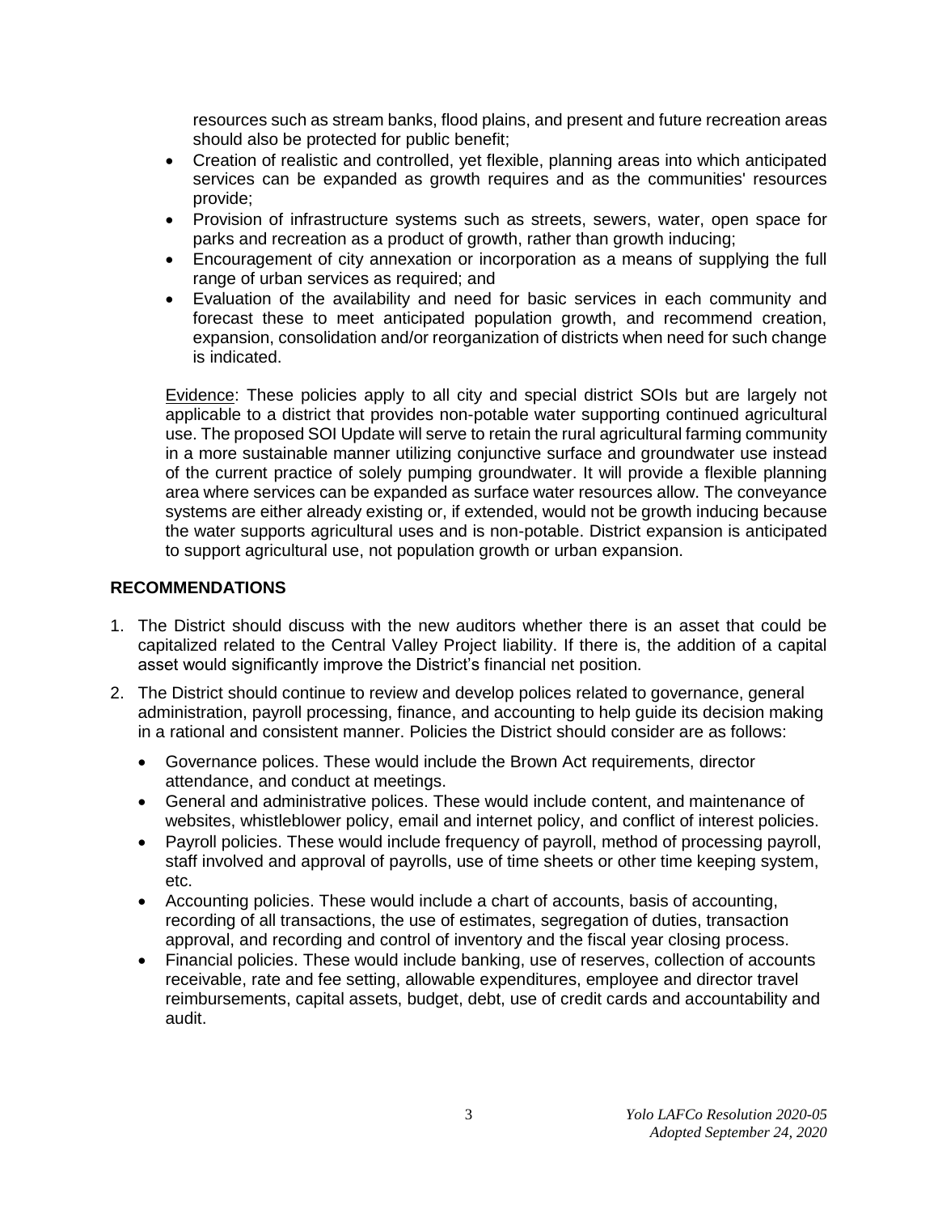resources such as stream banks, flood plains, and present and future recreation areas should also be protected for public benefit;

- Creation of realistic and controlled, yet flexible, planning areas into which anticipated services can be expanded as growth requires and as the communities' resources provide;
- Provision of infrastructure systems such as streets, sewers, water, open space for parks and recreation as a product of growth, rather than growth inducing;
- Encouragement of city annexation or incorporation as a means of supplying the full range of urban services as required; and
- Evaluation of the availability and need for basic services in each community and forecast these to meet anticipated population growth, and recommend creation, expansion, consolidation and/or reorganization of districts when need for such change is indicated.

Evidence: These policies apply to all city and special district SOIs but are largely not applicable to a district that provides non-potable water supporting continued agricultural use. The proposed SOI Update will serve to retain the rural agricultural farming community in a more sustainable manner utilizing conjunctive surface and groundwater use instead of the current practice of solely pumping groundwater. It will provide a flexible planning area where services can be expanded as surface water resources allow. The conveyance systems are either already existing or, if extended, would not be growth inducing because the water supports agricultural uses and is non-potable. District expansion is anticipated to support agricultural use, not population growth or urban expansion.

## RECOMMENDATIONS

1. The District should discuss with the new auditors whether there is an asset that could be capitalized related to the Central Valley Project liability. If there is, the addition of a capital asset would significantly improve the District's financial net position.
2. The District should continue to review and develop polices related to governance, general administration, payroll processing, finance, and accounting to help guide its decision making in a rational and consistent manner. Policies the District should consider are as follows:
   - Governance polices. These would include the Brown Act requirements, director attendance, and conduct at meetings.
   - General and administrative polices. These would include content, and maintenance of websites, whistleblower policy, email and internet policy, and conflict of interest policies.
   - Payroll policies. These would include frequency of payroll, method of processing payroll, staff involved and approval of payrolls, use of time sheets or other time keeping system, etc.
   - Accounting policies. These would include a chart of accounts, basis of accounting, recording of all transactions, the use of estimates, segregation of duties, transaction approval, and recording and control of inventory and the fiscal year closing process.
   - Financial policies. These would include banking, use of reserves, collection of accounts receivable, rate and fee setting, allowable expenditures, employee and director travel reimbursements, capital assets, budget, debt, use of credit cards and accountability and audit.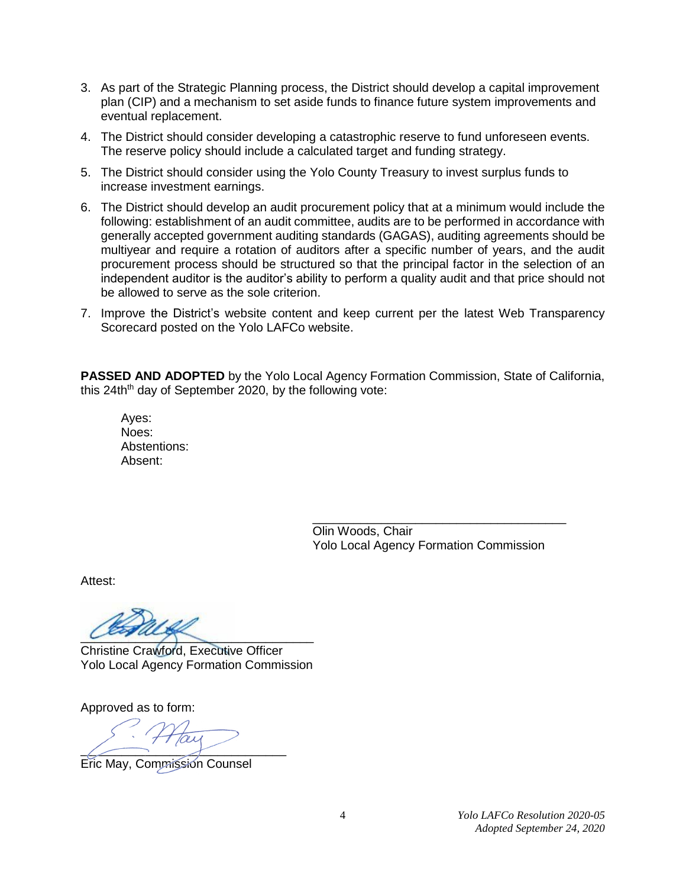3. As part of the Strategic Planning process, the District should develop a capital improvement plan (CIP) and a mechanism to set aside funds to finance future system improvements and eventual replacement.
4. The District should consider developing a catastrophic reserve to fund unforeseen events. The reserve policy should include a calculated target and funding strategy.
5. The District should consider using the Yolo County Treasury to invest surplus funds to increase investment earnings.
6. The District should develop an audit procurement policy that at a minimum would include the following: establishment of an audit committee, audits are to be performed in accordance with generally accepted government auditing standards (GAGAS), auditing agreements should be multiyear and require a rotation of auditors after a specific number of years, and the audit procurement process should be structured so that the principal factor in the selection of an independent auditor is the auditor's ability to perform a quality audit and that price should not be allowed to serve as the sole criterion.
7. Improve the District's website content and keep current per the latest Web Transparency Scorecard posted on the Yolo LAFCo website.

**PASSED AND ADOPTED** by the Yolo Local Agency Formation Commission, State of California, this 24th[th] day of September 2020, by the following vote:

Ayes:
Noes:
Abstentions:
Absent:

\_\_\_\_\_\_\_\_\_\_\_\_\_\_\_\_\_\_\_\_\_\_\_\_\_\_\_\_\_\_\_\_\_\_\_\_\_\_\_
Olin Woods, Chair
Yolo Local Agency Formation Commission

Attest:

\_\_\_\_\_\_\_\_\_\_\_\_\_\_\_\_\_\_\_\_\_\_\_\_\_\_\_\_\_\_\_\_\_\_\_\_\_\_\_
Christine Crawford, Executive Officer
Yolo Local Agency Formation Commission

Approved as to form:

\_\_\_\_\_\_\_\_\_\_\_\_\_\_\_\_\_\_\_\_\_\_\_\_\_\_\_\_\_\_\_\_\_\_\_\_\_\_\_
Eric May, Commission Counsel

*Yolo LAFCo Resolution 2020-05*
*Adopted September 24, 2020*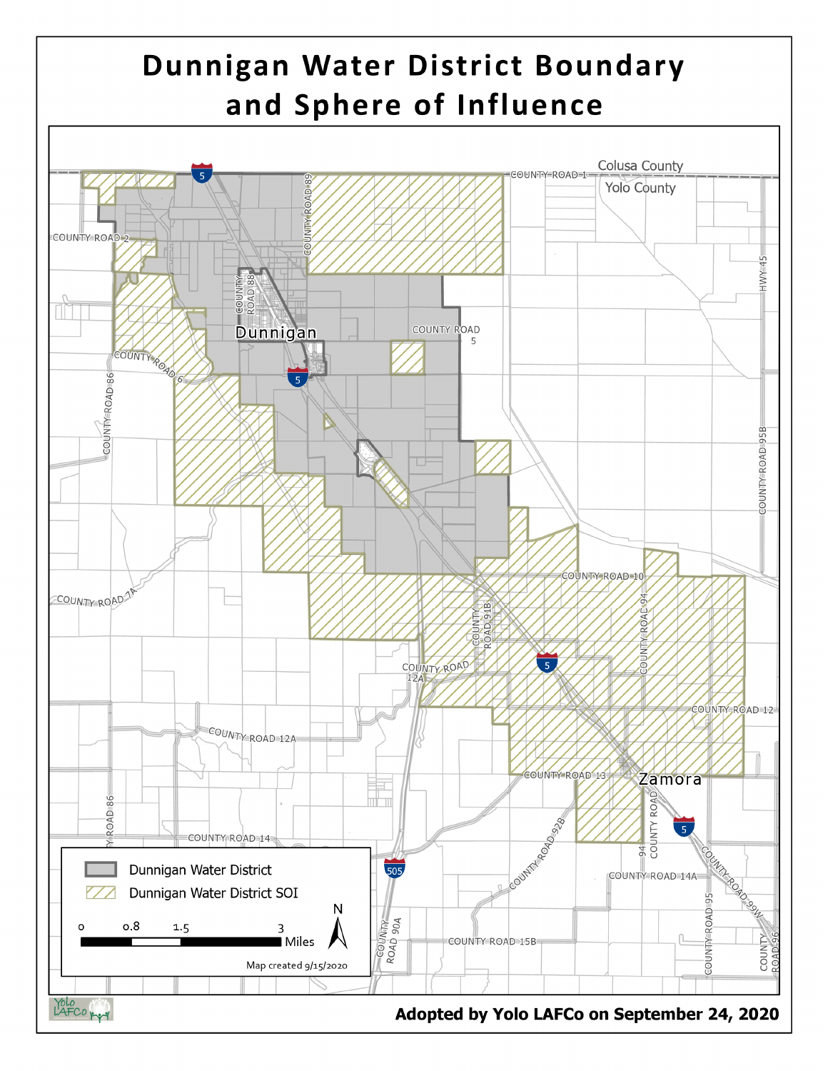# Dunnigan Water District Boundary and Sphere of Influence

Colusa County
Yolo County

COUNTY ROAD 1
COUNTY ROAD 2
COUNTY ROAD 89
COUNTY ROAD 88
Dunnigan
COUNTY ROAD 5
COUNTY ROAD 6
COUNTY ROAD 86
HWY 45
COUNTY ROAD 95B
COUNTY ROAD 7A
COUNTY ROAD 10
COUNTY ROAD 91B
COUNTY ROAD 94
COUNTY ROAD 12A
COUNTY ROAD 12
COUNTY ROAD 13
Zamora
COUNTY ROAD 94
COUNTY ROAD 92B
COUNTY ROAD 14
COUNTY ROAD 14A
COUNTY ROAD 99W
COUNTY ROAD 95
COUNTY ROAD 96
COUNTY ROAD 90A
COUNTY ROAD 15B
5
505

Dunnigan Water District
Dunnigan Water District SOI

0 0.8 1.5 3 Miles

N

Map created 9/15/2020

**Adopted by Yolo LAFCo on September 24, 2020**